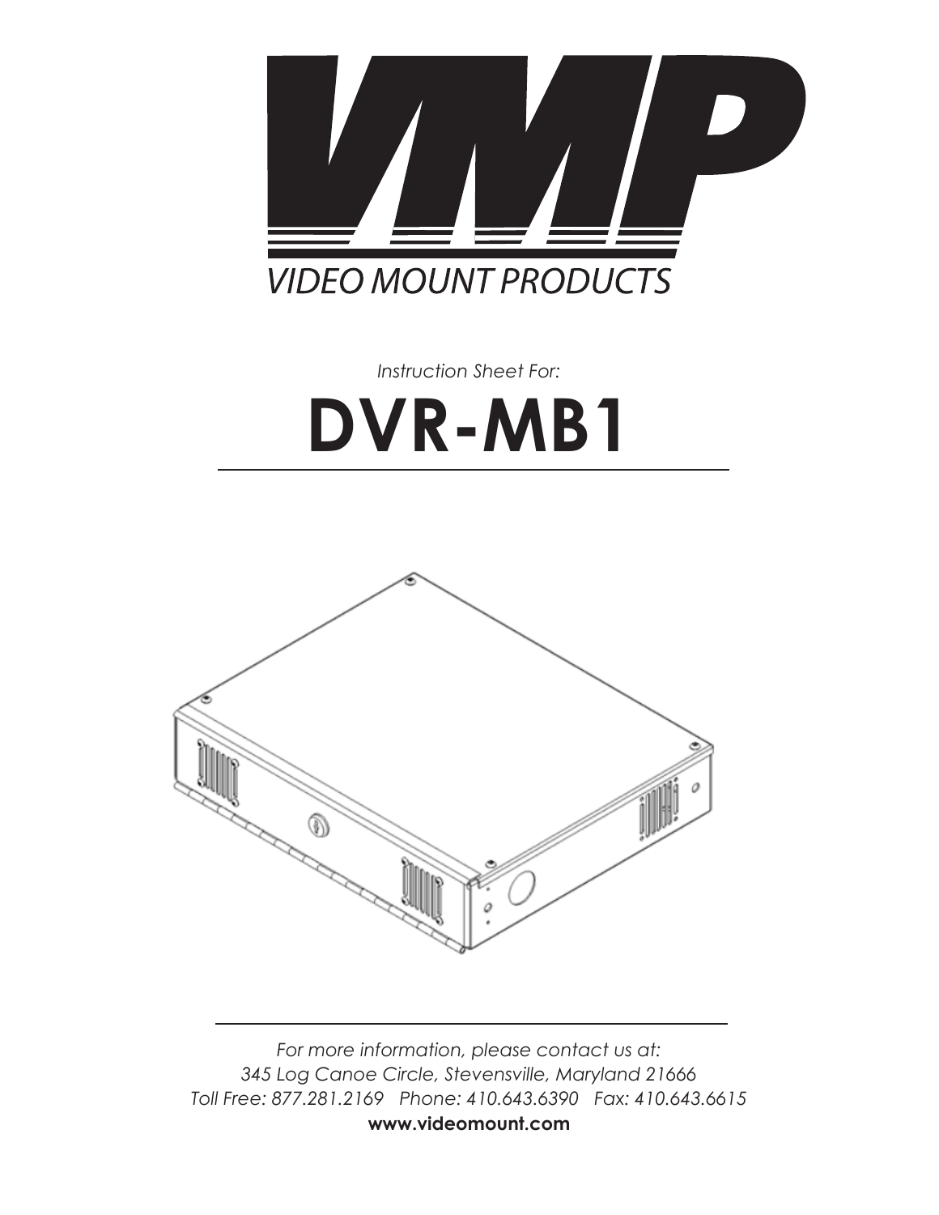# VMP

VIDEO MOUNT PRODUCTS

*Instruction Sheet For:*

# DVR-MB1

*For more information, please contact us at:*
*345 Log Canoe Circle, Stevensville, Maryland 21666*
*Toll Free: 877.281.2169   Phone: 410.643.6390   Fax: 410.643.6615*
**www.videomount.com**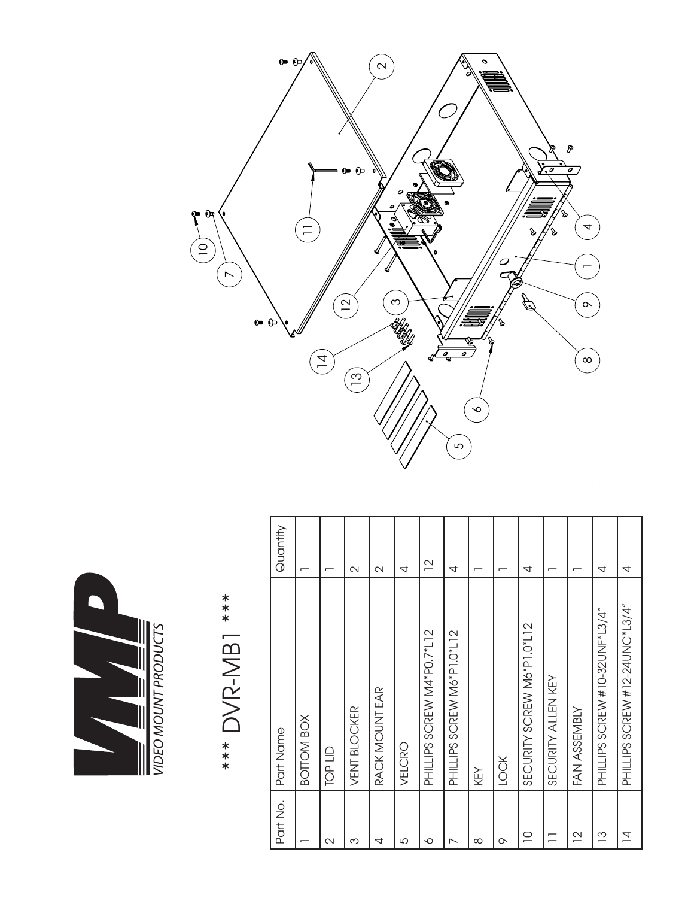**VMP** VIDEO MOUNT PRODUCTS

# *** DVR-MB1 ***

| Part No. | Part Name | Quantity |
|---|---|---|
| 1 | BOTTOM BOX | 1 |
| 2 | TOP LID | 1 |
| 3 | VENT BLOCKER | 2 |
| 4 | RACK MOUNT EAR | 2 |
| 5 | VELCRO | 4 |
| 6 | PHILLIPS SCREW M4*P0.7*L12 | 12 |
| 7 | PHILLIPS SCREW M6*P1.0*L12 | 4 |
| 8 | KEY | 1 |
| 9 | LOCK | 1 |
| 10 | SECURITY SCREW M6*P1.0*L12 | 4 |
| 11 | SECURITY ALLEN KEY | 1 |
| 12 | FAN ASSEMBLY | 1 |
| 13 | PHILLIPS SCREW #10-32UNF*L3/4" | 4 |
| 14 | PHILLIPS SCREW #12-24UNC*L3/4" | 4 |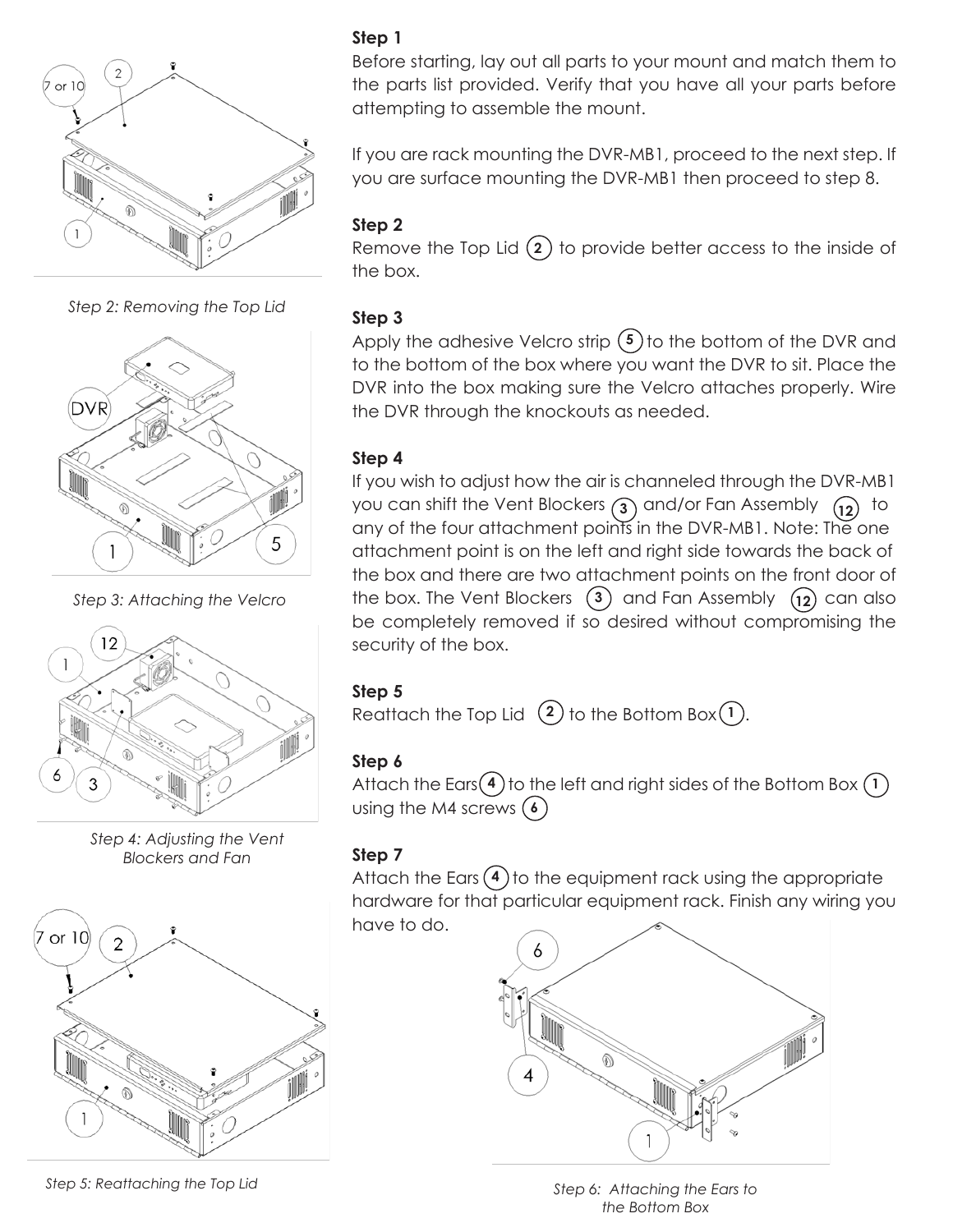### Step 1

Before starting, lay out all parts to your mount and match them to the parts list provided. Verify that you have all your parts before attempting to assemble the mount.

If you are rack mounting the DVR-MB1, proceed to the next step. If you are surface mounting the DVR-MB1 then proceed to step 8.

### Step 2

Remove the Top Lid (2) to provide better access to the inside of the box.

*Step 2: Removing the Top Lid*

### Step 3

Apply the adhesive Velcro strip (5) to the bottom of the DVR and to the bottom of the box where you want the DVR to sit. Place the DVR into the box making sure the Velcro attaches properly. Wire the DVR through the knockouts as needed.

*Step 3: Attaching the Velcro*

### Step 4

If you wish to adjust how the air is channeled through the DVR-MB1 you can shift the Vent Blockers (3) and/or Fan Assembly (12) to any of the four attachment points in the DVR-MB1. Note: The one attachment point is on the left and right side towards the back of the box and there are two attachment points on the front door of the box. The Vent Blockers (3) and Fan Assembly (12) can also be completely removed if so desired without compromising the security of the box.

*Step 4: Adjusting the Vent Blockers and Fan*

### Step 5

Reattach the Top Lid (2) to the Bottom Box (1).

*Step 5: Reattaching the Top Lid*

### Step 6

Attach the Ears (4) to the left and right sides of the Bottom Box (1) using the M4 screws (6)

*Step 6: Attaching the Ears to the Bottom Box*

### Step 7

Attach the Ears (4) to the equipment rack using the appropriate hardware for that particular equipment rack. Finish any wiring you have to do.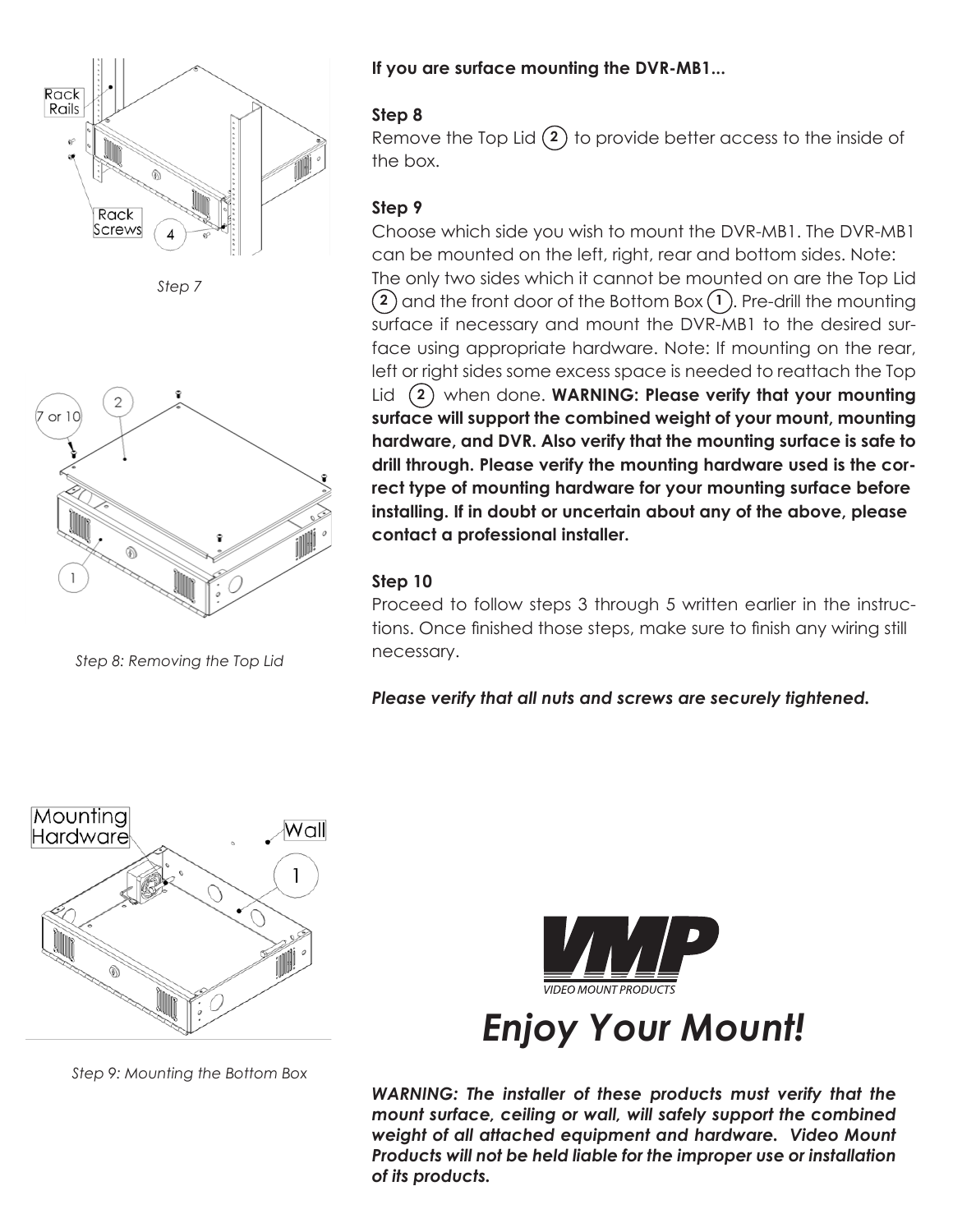Step 7

Step 8: Removing the Top Lid

**If you are surface mounting the DVR-MB1...**

### Step 8

Remove the Top Lid (2) to provide better access to the inside of the box.

### Step 9

Choose which side you wish to mount the DVR-MB1. The DVR-MB1 can be mounted on the left, right, rear and bottom sides. Note: The only two sides which it cannot be mounted on are the Top Lid (2) and the front door of the Bottom Box (1). Pre-drill the mounting surface if necessary and mount the DVR-MB1 to the desired surface using appropriate hardware. Note: If mounting on the rear, left or right sides some excess space is needed to reattach the Top Lid (2) when done. **WARNING: Please verify that your mounting surface will support the combined weight of your mount, mounting hardware, and DVR. Also verify that the mounting surface is safe to drill through. Please verify the mounting hardware used is the correct type of mounting hardware for your mounting surface before installing. If in doubt or uncertain about any of the above, please contact a professional installer.**

### Step 10

Proceed to follow steps 3 through 5 written earlier in the instructions. Once finished those steps, make sure to finish any wiring still necessary.

***Please verify that all nuts and screws are securely tightened.***

Step 9: Mounting the Bottom Box

VMP
VIDEO MOUNT PRODUCTS

# *Enjoy Your Mount!*

***WARNING: The installer of these products must verify that the mount surface, ceiling or wall, will safely support the combined weight of all attached equipment and hardware. Video Mount Products will not be held liable for the improper use or installation of its products.***